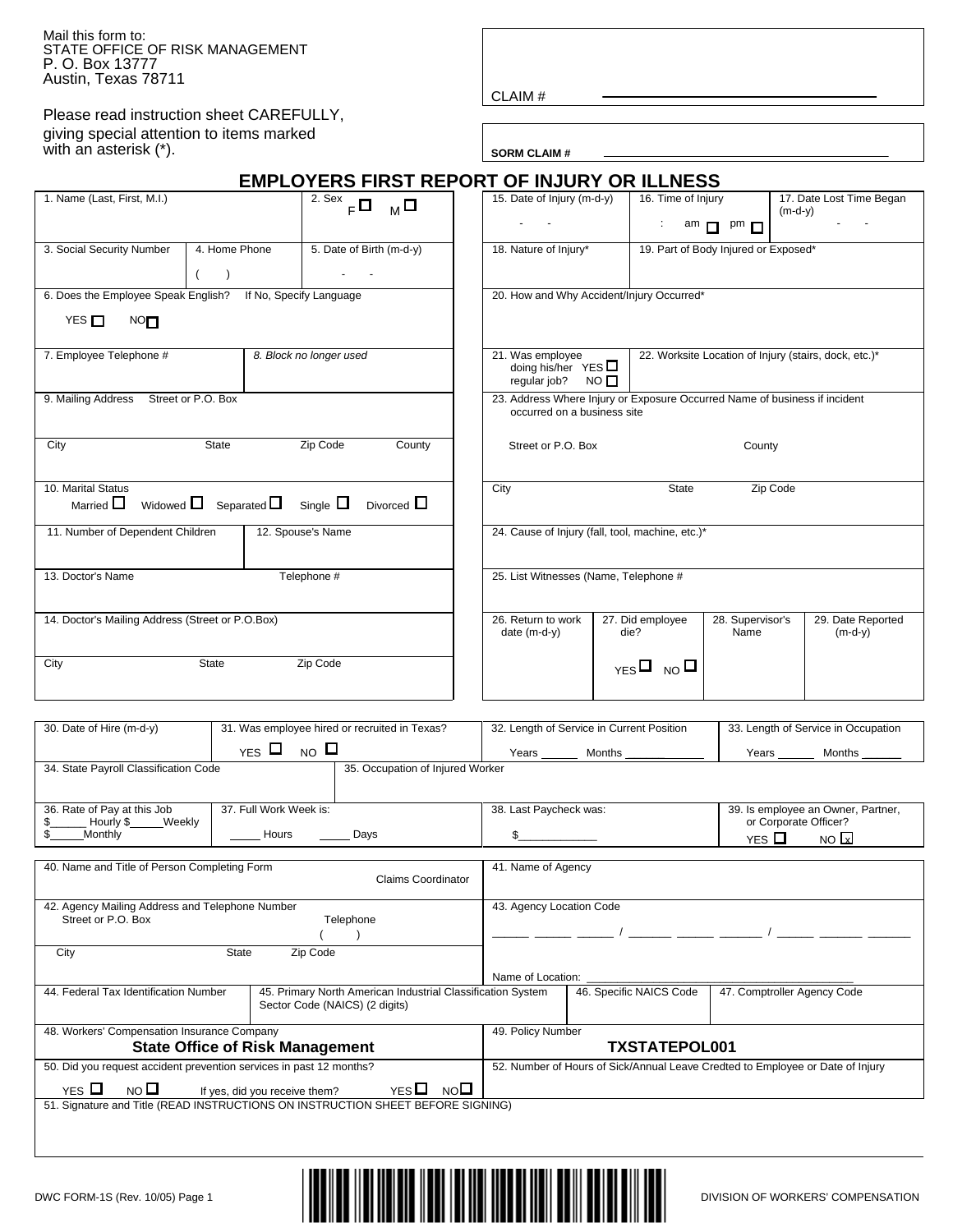Mail this form to:
STATE OFFICE OF RISK MANAGEMENT
P. O. Box 13777
Austin, Texas 78711

Please read instruction sheet CAREFULLY, giving special attention to items marked with an asterisk (*).

CLAIM # ______________________

**SORM CLAIM #** ______________________

# EMPLOYERS FIRST REPORT OF INJURY OR ILLNESS

1. Name (Last, First, M.I.)
2. Sex F ☐ M ☐
3. Social Security Number
4. Home Phone ( )
5. Date of Birth (m-d-y) - -
6. Does the Employee Speak English? If No, Specify Language
   YES ☐ NO ☐
7. Employee Telephone #
8. *Block no longer used*
9. Mailing Address Street or P.O. Box
   City State Zip Code County
10. Marital Status
    Married ☐ Widowed ☐ Separated ☐ Single ☐ Divorced ☐
11. Number of Dependent Children
12. Spouse's Name
13. Doctor's Name Telephone #
14. Doctor's Mailing Address (Street or P.O.Box)
    City State Zip Code

15. Date of Injury (m-d-y) - -
16. Time of Injury : am ☐ pm ☐
17. Date Lost Time Began (m-d-y) - -
18. Nature of Injury*
19. Part of Body Injured or Exposed*
20. How and Why Accident/Injury Occurred*
21. Was employee doing his/her regular job? YES ☐ NO ☐
22. Worksite Location of Injury (stairs, dock, etc.)*
23. Address Where Injury or Exposure Occurred Name of business if incident occurred on a business site
    Street or P.O. Box County
    City State Zip Code
24. Cause of Injury (fall, tool, machine, etc.)*
25. List Witnesses (Name, Telephone #
26. Return to work date (m-d-y)
27. Did employee die? YES ☐ NO ☐
28. Supervisor's Name
29. Date Reported (m-d-y)

30. Date of Hire (m-d-y)
31. Was employee hired or recruited in Texas? YES ☐ NO ☐
32. Length of Service in Current Position Years ______ Months ______
33. Length of Service in Occupation Years ______ Months ______
34. State Payroll Classification Code
35. Occupation of Injured Worker
36. Rate of Pay at this Job $______ Hourly $______Weekly $______Monthly
37. Full Work Week is: _____ Hours _____ Days
38. Last Paycheck was: $____________
39. Is employee an Owner, Partner, or Corporate Officer? YES ☐ NO ☒

40. Name and Title of Person Completing Form Claims Coordinator
41. Name of Agency
42. Agency Mailing Address and Telephone Number
    Street or P.O. Box Telephone ( )
    City State Zip Code
43. Agency Location Code
    _____ _____ _____ / _____ _____ _____ / _____ _____ _____
    Name of Location: ______________________
44. Federal Tax Identification Number
45. Primary North American Industrial Classification System Sector Code (NAICS) (2 digits)
46. Specific NAICS Code
47. Comptroller Agency Code
48. Workers' Compensation Insurance Company
    **State Office of Risk Management**
49. Policy Number
    **TXSTATEPOL001**
50. Did you request accident prevention services in past 12 months?
    YES ☐ NO ☐ If yes, did you receive them? YES ☐ NO ☐
52. Number of Hours of Sick/Annual Leave Credted to Employee or Date of Injury
51. Signature and Title (READ INSTRUCTIONS ON INSTRUCTION SHEET BEFORE SIGNING)

DWC FORM-1S (Rev. 10/05) Page 1 DIVISION OF WORKERS' COMPENSATION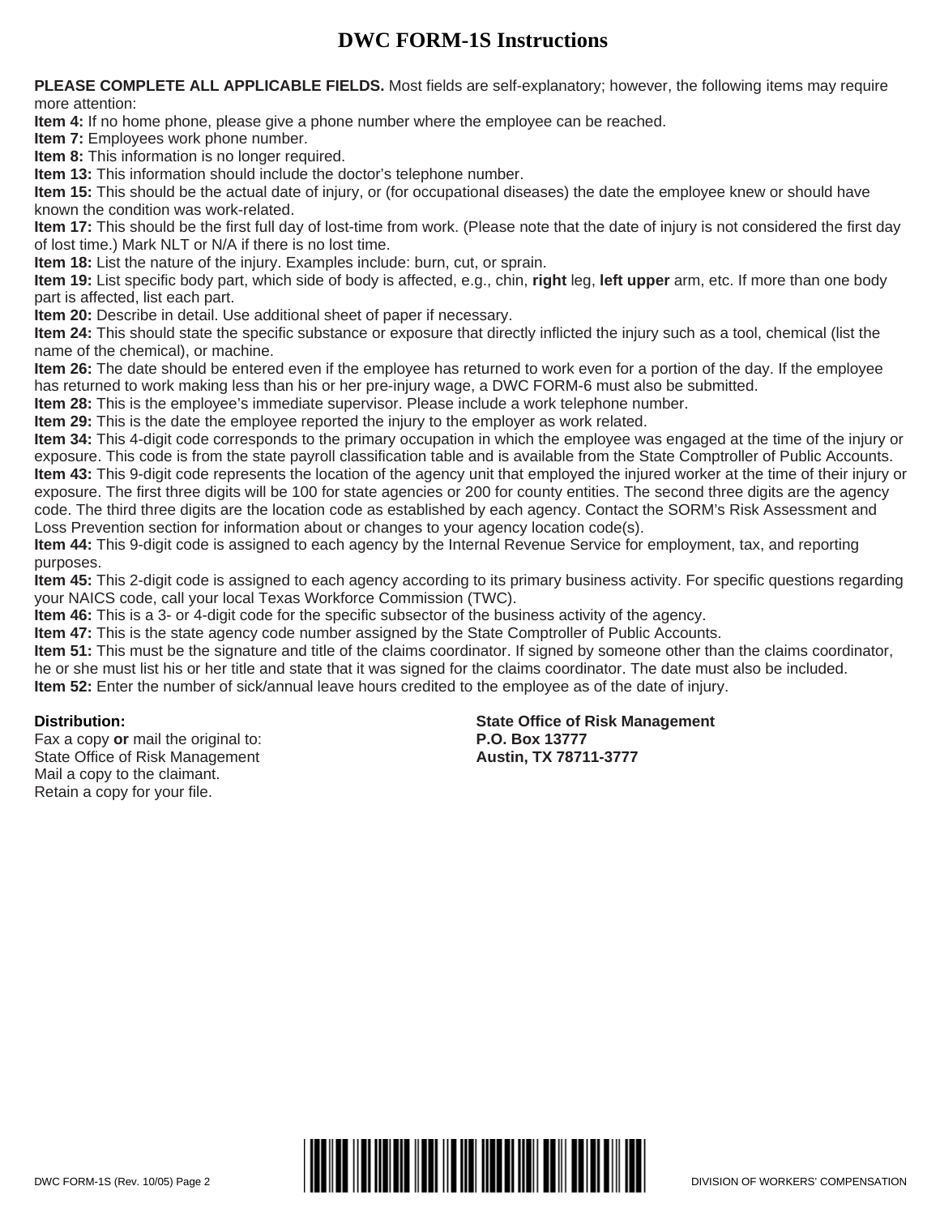# DWC FORM-1S Instructions

**PLEASE COMPLETE ALL APPLICABLE FIELDS.** Most fields are self-explanatory; however, the following items may require more attention:

**Item 4:** If no home phone, please give a phone number where the employee can be reached.
**Item 7:** Employees work phone number.
**Item 8:** This information is no longer required.
**Item 13:** This information should include the doctor's telephone number.
**Item 15:** This should be the actual date of injury, or (for occupational diseases) the date the employee knew or should have known the condition was work-related.
**Item 17:** This should be the first full day of lost-time from work. (Please note that the date of injury is not considered the first day of lost time.) Mark NLT or N/A if there is no lost time.
**Item 18:** List the nature of the injury. Examples include: burn, cut, or sprain.
**Item 19:** List specific body part, which side of body is affected, e.g., chin, **right** leg, **left upper** arm, etc. If more than one body part is affected, list each part.
**Item 20:** Describe in detail. Use additional sheet of paper if necessary.
**Item 24:** This should state the specific substance or exposure that directly inflicted the injury such as a tool, chemical (list the name of the chemical), or machine.
**Item 26:** The date should be entered even if the employee has returned to work even for a portion of the day. If the employee has returned to work making less than his or her pre-injury wage, a DWC FORM-6 must also be submitted.
**Item 28:** This is the employee's immediate supervisor. Please include a work telephone number.
**Item 29:** This is the date the employee reported the injury to the employer as work related.
**Item 34:** This 4-digit code corresponds to the primary occupation in which the employee was engaged at the time of the injury or exposure. This code is from the state payroll classification table and is available from the State Comptroller of Public Accounts.
**Item 43:** This 9-digit code represents the location of the agency unit that employed the injured worker at the time of their injury or exposure. The first three digits will be 100 for state agencies or 200 for county entities. The second three digits are the agency code. The third three digits are the location code as established by each agency. Contact the SORM's Risk Assessment and Loss Prevention section for information about or changes to your agency location code(s).
**Item 44:** This 9-digit code is assigned to each agency by the Internal Revenue Service for employment, tax, and reporting purposes.
**Item 45:** This 2-digit code is assigned to each agency according to its primary business activity. For specific questions regarding your NAICS code, call your local Texas Workforce Commission (TWC).
**Item 46:** This is a 3- or 4-digit code for the specific subsector of the business activity of the agency.
**Item 47:** This is the state agency code number assigned by the State Comptroller of Public Accounts.
**Item 51:** This must be the signature and title of the claims coordinator. If signed by someone other than the claims coordinator, he or she must list his or her title and state that it was signed for the claims coordinator. The date must also be included.
**Item 52:** Enter the number of sick/annual leave hours credited to the employee as of the date of injury.

**Distribution:**
Fax a copy **or** mail the original to:
State Office of Risk Management
Mail a copy to the claimant.
Retain a copy for your file.

**State Office of Risk Management**
**P.O. Box 13777**
**Austin, TX 78711-3777**

DWC FORM-1S (Rev. 10/05) Page 2

DIVISION OF WORKERS' COMPENSATION